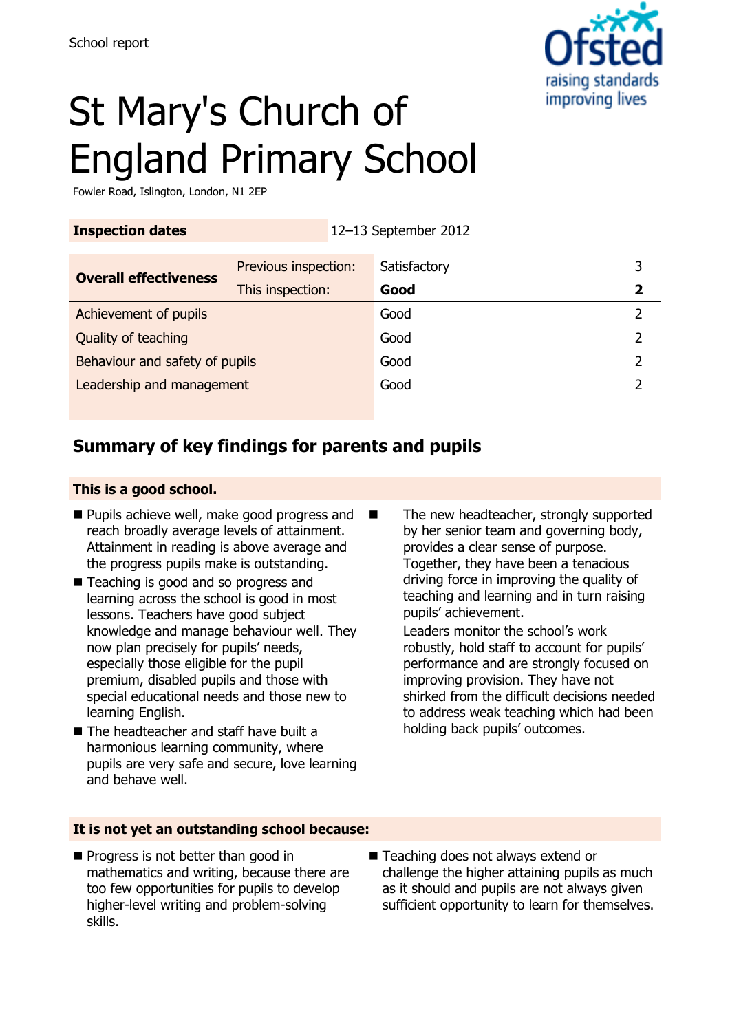School report

# St Mary's Church of England Primary School

Fowler Road, Islington, London, N1 2EP

| Inspection dates | 12–13 September 2012 | |
|---|---|---|

| Overall effectiveness | Previous inspection: | Satisfactory | 3 |
|---|---|---|---|
| | This inspection: | **Good** | **2** |
| Achievement of pupils | | Good | 2 |
| Quality of teaching | | Good | 2 |
| Behaviour and safety of pupils | | Good | 2 |
| Leadership and management | | Good | 2 |

## Summary of key findings for parents and pupils

**This is a good school.**

- Pupils achieve well, make good progress and reach broadly average levels of attainment. Attainment in reading is above average and the progress pupils make is outstanding.
- Teaching is good and so progress and learning across the school is good in most lessons. Teachers have good subject knowledge and manage behaviour well. They now plan precisely for pupils' needs, especially those eligible for the pupil premium, disabled pupils and those with special educational needs and those new to learning English.
- The headteacher and staff have built a harmonious learning community, where pupils are very safe and secure, love learning and behave well.
- The new headteacher, strongly supported by her senior team and governing body, provides a clear sense of purpose. Together, they have been a tenacious driving force in improving the quality of teaching and learning and in turn raising pupils' achievement.

  Leaders monitor the school's work robustly, hold staff to account for pupils' performance and are strongly focused on improving provision. They have not shirked from the difficult decisions needed to address weak teaching which had been holding back pupils' outcomes.

**It is not yet an outstanding school because:**

- Progress is not better than good in mathematics and writing, because there are too few opportunities for pupils to develop higher-level writing and problem-solving skills.
- Teaching does not always extend or challenge the higher attaining pupils as much as it should and pupils are not always given sufficient opportunity to learn for themselves.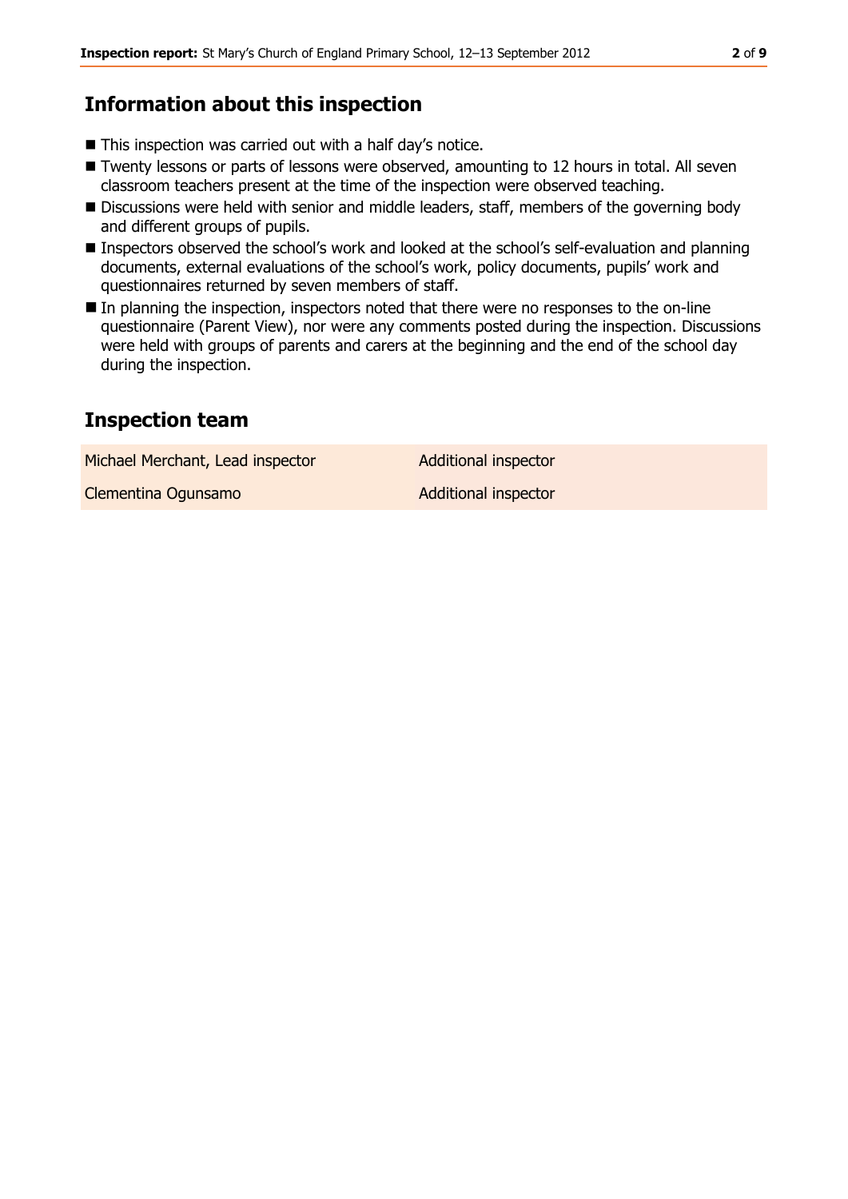## Information about this inspection

- This inspection was carried out with a half day's notice.
- Twenty lessons or parts of lessons were observed, amounting to 12 hours in total. All seven classroom teachers present at the time of the inspection were observed teaching.
- Discussions were held with senior and middle leaders, staff, members of the governing body and different groups of pupils.
- Inspectors observed the school's work and looked at the school's self-evaluation and planning documents, external evaluations of the school's work, policy documents, pupils' work and questionnaires returned by seven members of staff.
- In planning the inspection, inspectors noted that there were no responses to the on-line questionnaire (Parent View), nor were any comments posted during the inspection. Discussions were held with groups of parents and carers at the beginning and the end of the school day during the inspection.

## Inspection team

| | |
|---|---|
| Michael Merchant, Lead inspector | Additional inspector |
| Clementina Ogunsamo | Additional inspector |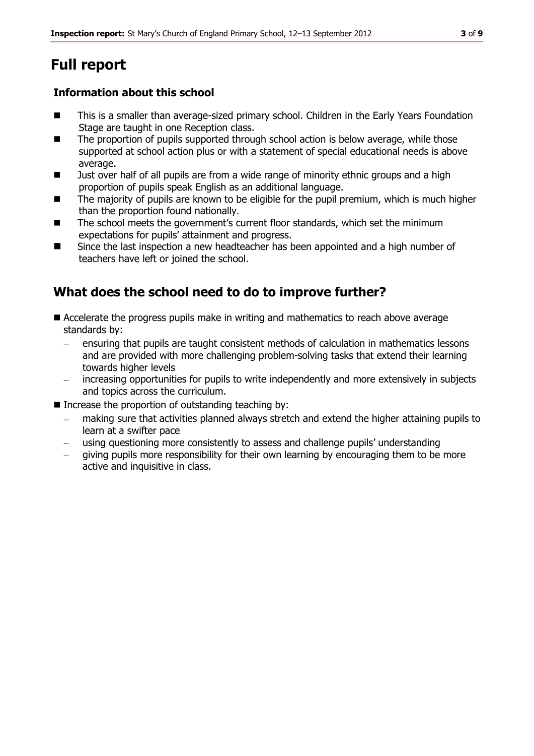# Full report

### Information about this school

- This is a smaller than average-sized primary school. Children in the Early Years Foundation Stage are taught in one Reception class.
- The proportion of pupils supported through school action is below average, while those supported at school action plus or with a statement of special educational needs is above average.
- Just over half of all pupils are from a wide range of minority ethnic groups and a high proportion of pupils speak English as an additional language.
- The majority of pupils are known to be eligible for the pupil premium, which is much higher than the proportion found nationally.
- The school meets the government's current floor standards, which set the minimum expectations for pupils' attainment and progress.
- Since the last inspection a new headteacher has been appointed and a high number of teachers have left or joined the school.

## What does the school need to do to improve further?

- Accelerate the progress pupils make in writing and mathematics to reach above average standards by:
  - ensuring that pupils are taught consistent methods of calculation in mathematics lessons and are provided with more challenging problem-solving tasks that extend their learning towards higher levels
  - increasing opportunities for pupils to write independently and more extensively in subjects and topics across the curriculum.
- Increase the proportion of outstanding teaching by:
  - making sure that activities planned always stretch and extend the higher attaining pupils to learn at a swifter pace
  - using questioning more consistently to assess and challenge pupils' understanding
  - giving pupils more responsibility for their own learning by encouraging them to be more active and inquisitive in class.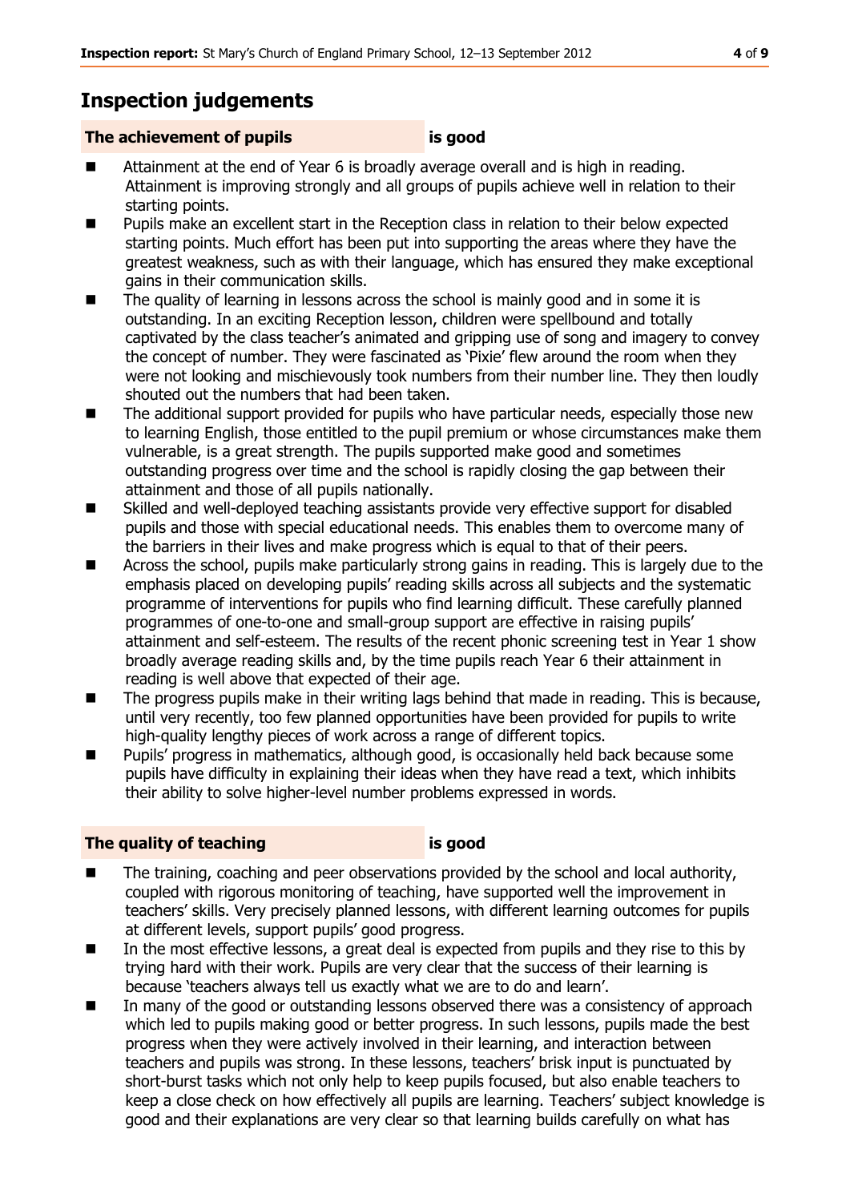## Inspection judgements

**The achievement of pupils** **is good**

- Attainment at the end of Year 6 is broadly average overall and is high in reading. Attainment is improving strongly and all groups of pupils achieve well in relation to their starting points.
- Pupils make an excellent start in the Reception class in relation to their below expected starting points. Much effort has been put into supporting the areas where they have the greatest weakness, such as with their language, which has ensured they make exceptional gains in their communication skills.
- The quality of learning in lessons across the school is mainly good and in some it is outstanding. In an exciting Reception lesson, children were spellbound and totally captivated by the class teacher's animated and gripping use of song and imagery to convey the concept of number. They were fascinated as 'Pixie' flew around the room when they were not looking and mischievously took numbers from their number line. They then loudly shouted out the numbers that had been taken.
- The additional support provided for pupils who have particular needs, especially those new to learning English, those entitled to the pupil premium or whose circumstances make them vulnerable, is a great strength. The pupils supported make good and sometimes outstanding progress over time and the school is rapidly closing the gap between their attainment and those of all pupils nationally.
- Skilled and well-deployed teaching assistants provide very effective support for disabled pupils and those with special educational needs. This enables them to overcome many of the barriers in their lives and make progress which is equal to that of their peers.
- Across the school, pupils make particularly strong gains in reading. This is largely due to the emphasis placed on developing pupils' reading skills across all subjects and the systematic programme of interventions for pupils who find learning difficult. These carefully planned programmes of one-to-one and small-group support are effective in raising pupils' attainment and self-esteem. The results of the recent phonic screening test in Year 1 show broadly average reading skills and, by the time pupils reach Year 6 their attainment in reading is well above that expected of their age.
- The progress pupils make in their writing lags behind that made in reading. This is because, until very recently, too few planned opportunities have been provided for pupils to write high-quality lengthy pieces of work across a range of different topics.
- Pupils' progress in mathematics, although good, is occasionally held back because some pupils have difficulty in explaining their ideas when they have read a text, which inhibits their ability to solve higher-level number problems expressed in words.

**The quality of teaching** **is good**

- The training, coaching and peer observations provided by the school and local authority, coupled with rigorous monitoring of teaching, have supported well the improvement in teachers' skills. Very precisely planned lessons, with different learning outcomes for pupils at different levels, support pupils' good progress.
- In the most effective lessons, a great deal is expected from pupils and they rise to this by trying hard with their work. Pupils are very clear that the success of their learning is because 'teachers always tell us exactly what we are to do and learn'.
- In many of the good or outstanding lessons observed there was a consistency of approach which led to pupils making good or better progress. In such lessons, pupils made the best progress when they were actively involved in their learning, and interaction between teachers and pupils was strong. In these lessons, teachers' brisk input is punctuated by short-burst tasks which not only help to keep pupils focused, but also enable teachers to keep a close check on how effectively all pupils are learning. Teachers' subject knowledge is good and their explanations are very clear so that learning builds carefully on what has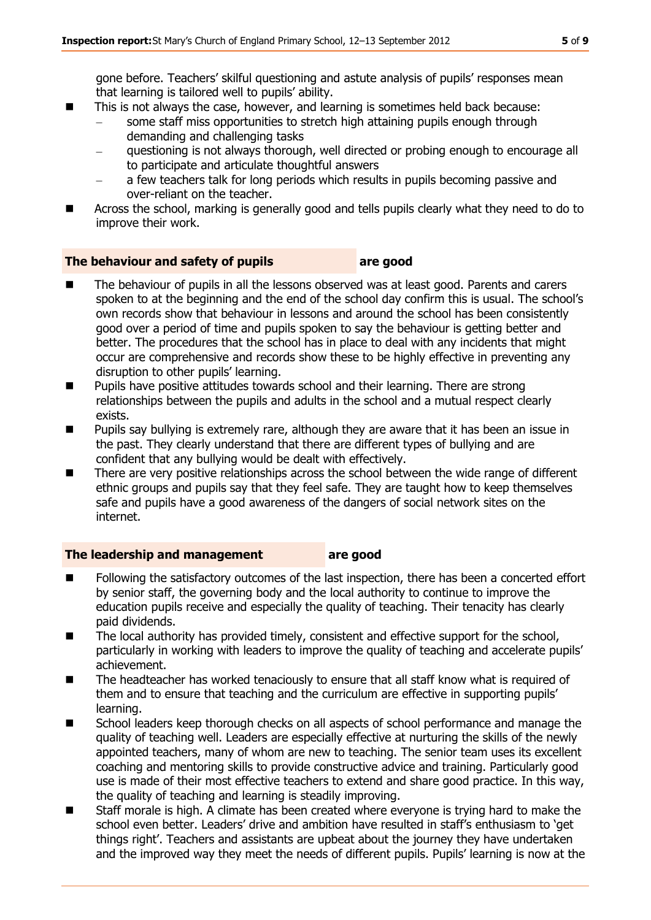gone before. Teachers' skilful questioning and astute analysis of pupils' responses mean that learning is tailored well to pupils' ability.

- This is not always the case, however, and learning is sometimes held back because:
  - some staff miss opportunities to stretch high attaining pupils enough through demanding and challenging tasks
  - questioning is not always thorough, well directed or probing enough to encourage all to participate and articulate thoughtful answers
  - a few teachers talk for long periods which results in pupils becoming passive and over-reliant on the teacher.
- Across the school, marking is generally good and tells pupils clearly what they need to do to improve their work.

### The behaviour and safety of pupils are good

- The behaviour of pupils in all the lessons observed was at least good. Parents and carers spoken to at the beginning and the end of the school day confirm this is usual. The school's own records show that behaviour in lessons and around the school has been consistently good over a period of time and pupils spoken to say the behaviour is getting better and better. The procedures that the school has in place to deal with any incidents that might occur are comprehensive and records show these to be highly effective in preventing any disruption to other pupils' learning.
- Pupils have positive attitudes towards school and their learning. There are strong relationships between the pupils and adults in the school and a mutual respect clearly exists.
- Pupils say bullying is extremely rare, although they are aware that it has been an issue in the past. They clearly understand that there are different types of bullying and are confident that any bullying would be dealt with effectively.
- There are very positive relationships across the school between the wide range of different ethnic groups and pupils say that they feel safe. They are taught how to keep themselves safe and pupils have a good awareness of the dangers of social network sites on the internet.

### The leadership and management are good

- Following the satisfactory outcomes of the last inspection, there has been a concerted effort by senior staff, the governing body and the local authority to continue to improve the education pupils receive and especially the quality of teaching. Their tenacity has clearly paid dividends.
- The local authority has provided timely, consistent and effective support for the school, particularly in working with leaders to improve the quality of teaching and accelerate pupils' achievement.
- The headteacher has worked tenaciously to ensure that all staff know what is required of them and to ensure that teaching and the curriculum are effective in supporting pupils' learning.
- School leaders keep thorough checks on all aspects of school performance and manage the quality of teaching well. Leaders are especially effective at nurturing the skills of the newly appointed teachers, many of whom are new to teaching. The senior team uses its excellent coaching and mentoring skills to provide constructive advice and training. Particularly good use is made of their most effective teachers to extend and share good practice. In this way, the quality of teaching and learning is steadily improving.
- Staff morale is high. A climate has been created where everyone is trying hard to make the school even better. Leaders' drive and ambition have resulted in staff's enthusiasm to 'get things right'. Teachers and assistants are upbeat about the journey they have undertaken and the improved way they meet the needs of different pupils. Pupils' learning is now at the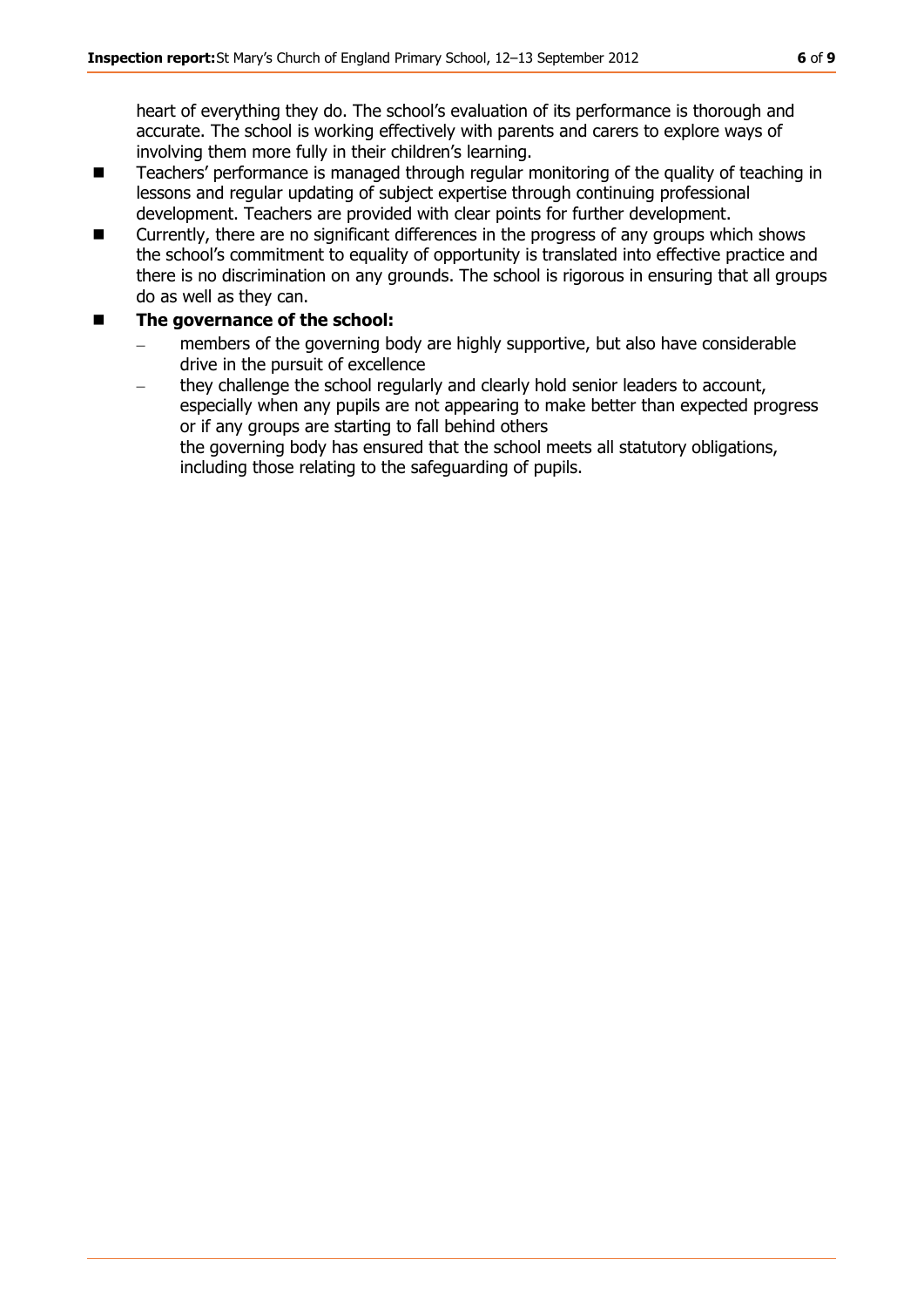heart of everything they do. The school's evaluation of its performance is thorough and accurate. The school is working effectively with parents and carers to explore ways of involving them more fully in their children's learning.

- Teachers' performance is managed through regular monitoring of the quality of teaching in lessons and regular updating of subject expertise through continuing professional development. Teachers are provided with clear points for further development.
- Currently, there are no significant differences in the progress of any groups which shows the school's commitment to equality of opportunity is translated into effective practice and there is no discrimination on any grounds. The school is rigorous in ensuring that all groups do as well as they can.
- **The governance of the school:**
  - members of the governing body are highly supportive, but also have considerable drive in the pursuit of excellence
  - they challenge the school regularly and clearly hold senior leaders to account, especially when any pupils are not appearing to make better than expected progress or if any groups are starting to fall behind others
    the governing body has ensured that the school meets all statutory obligations, including those relating to the safeguarding of pupils.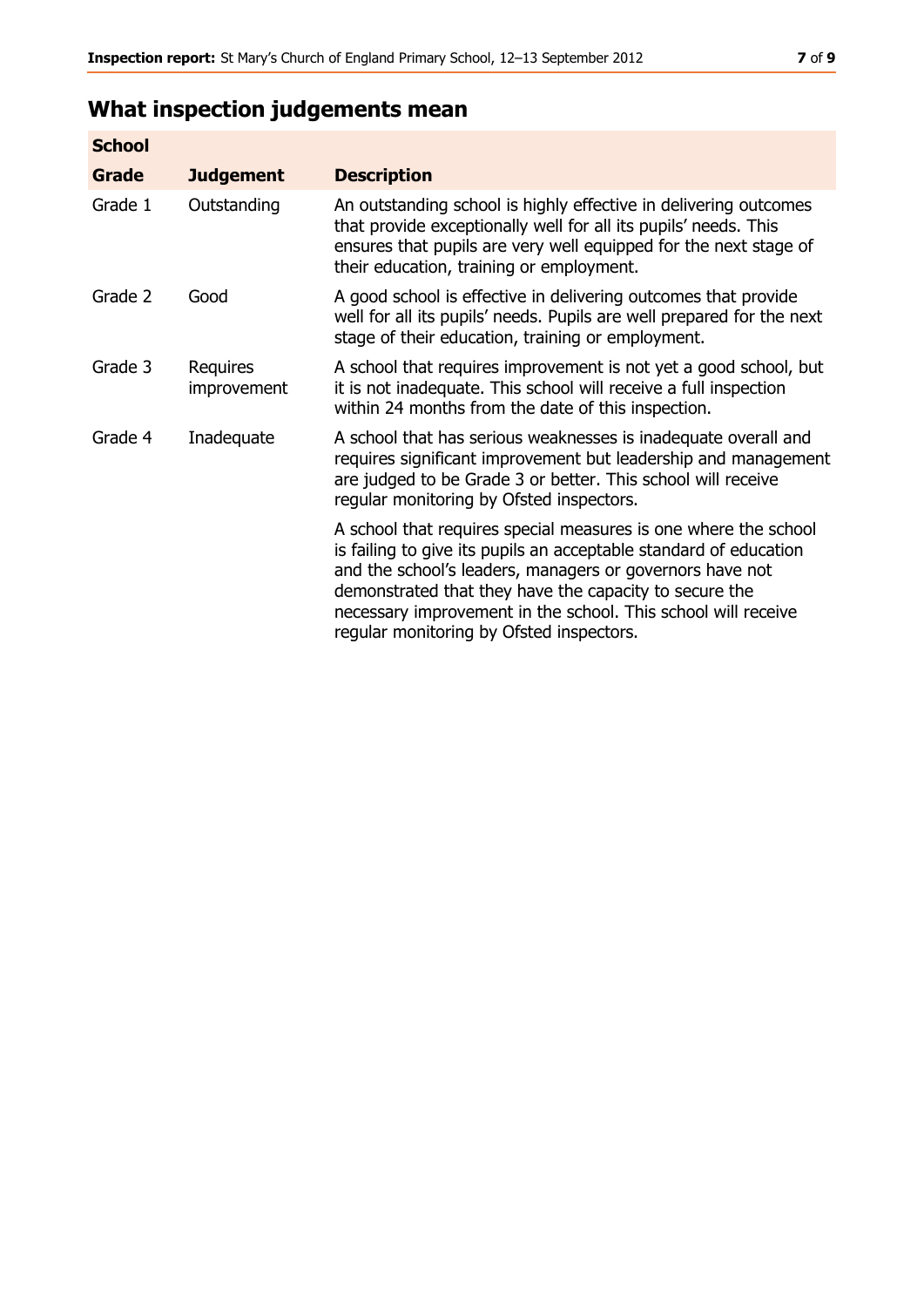## What inspection judgements mean

| School | | |
|---|---|---|
| **Grade** | **Judgement** | **Description** |
| Grade 1 | Outstanding | An outstanding school is highly effective in delivering outcomes that provide exceptionally well for all its pupils' needs. This ensures that pupils are very well equipped for the next stage of their education, training or employment. |
| Grade 2 | Good | A good school is effective in delivering outcomes that provide well for all its pupils' needs. Pupils are well prepared for the next stage of their education, training or employment. |
| Grade 3 | Requires improvement | A school that requires improvement is not yet a good school, but it is not inadequate. This school will receive a full inspection within 24 months from the date of this inspection. |
| Grade 4 | Inadequate | A school that has serious weaknesses is inadequate overall and requires significant improvement but leadership and management are judged to be Grade 3 or better. This school will receive regular monitoring by Ofsted inspectors. |
| | | A school that requires special measures is one where the school is failing to give its pupils an acceptable standard of education and the school's leaders, managers or governors have not demonstrated that they have the capacity to secure the necessary improvement in the school. This school will receive regular monitoring by Ofsted inspectors. |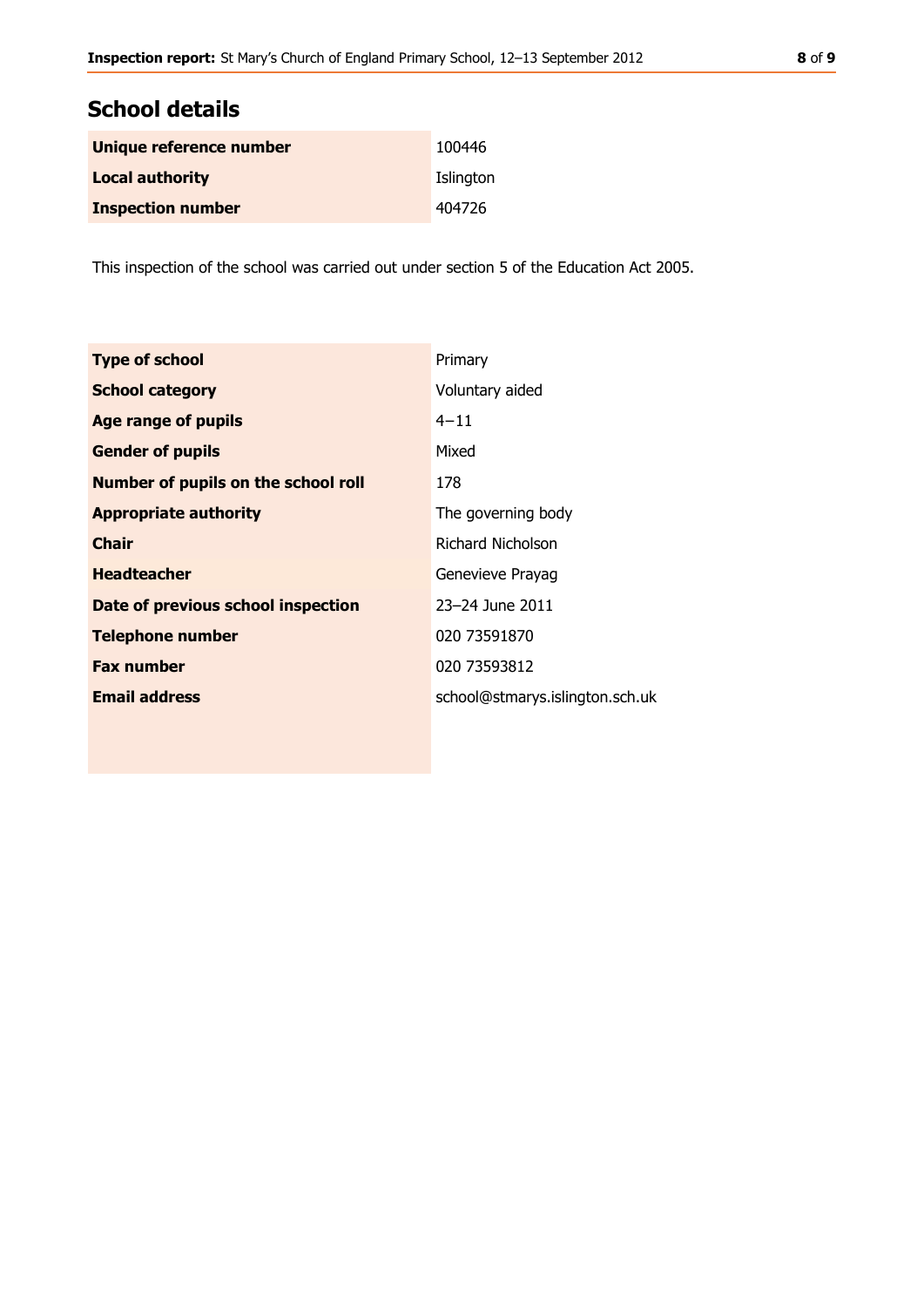## School details

| | |
|---|---|
| **Unique reference number** | 100446 |
| **Local authority** | Islington |
| **Inspection number** | 404726 |

This inspection of the school was carried out under section 5 of the Education Act 2005.

| | |
|---|---|
| **Type of school** | Primary |
| **School category** | Voluntary aided |
| **Age range of pupils** | 4−11 |
| **Gender of pupils** | Mixed |
| **Number of pupils on the school roll** | 178 |
| **Appropriate authority** | The governing body |
| **Chair** | Richard Nicholson |
| **Headteacher** | Genevieve Prayag |
| **Date of previous school inspection** | 23–24 June 2011 |
| **Telephone number** | 020 73591870 |
| **Fax number** | 020 73593812 |
| **Email address** | school@stmarys.islington.sch.uk |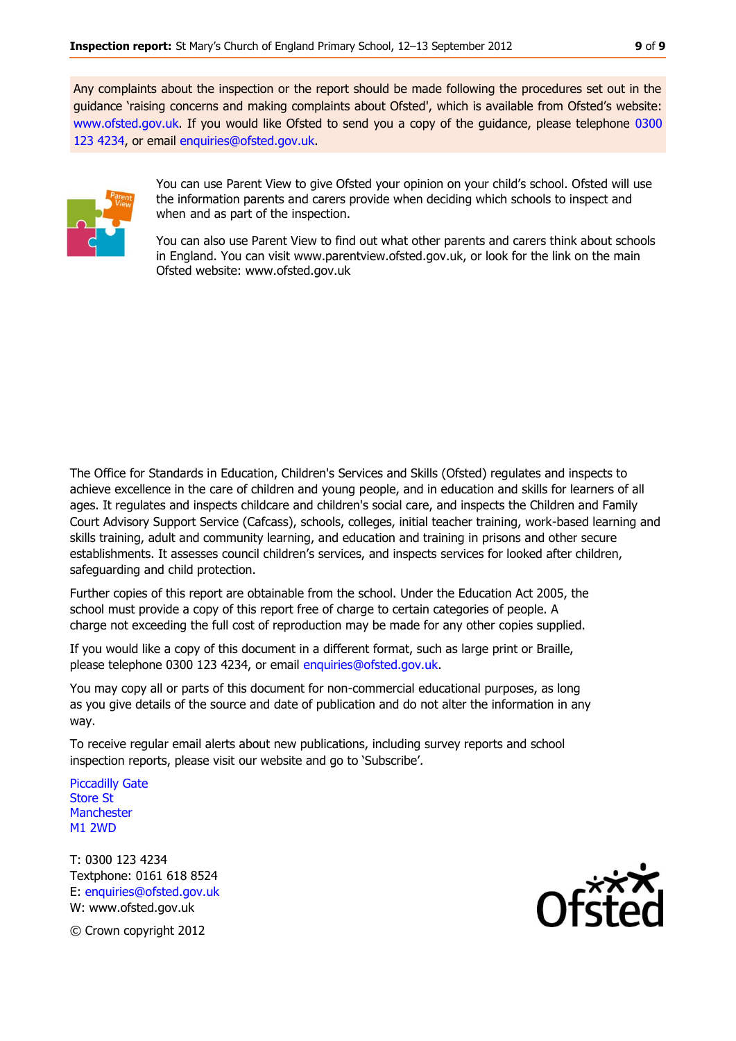Any complaints about the inspection or the report should be made following the procedures set out in the guidance 'raising concerns and making complaints about Ofsted', which is available from Ofsted's website: www.ofsted.gov.uk. If you would like Ofsted to send you a copy of the guidance, please telephone 0300 123 4234, or email enquiries@ofsted.gov.uk.

You can use Parent View to give Ofsted your opinion on your child's school. Ofsted will use the information parents and carers provide when deciding which schools to inspect and when and as part of the inspection.

You can also use Parent View to find out what other parents and carers think about schools in England. You can visit www.parentview.ofsted.gov.uk, or look for the link on the main Ofsted website: www.ofsted.gov.uk

The Office for Standards in Education, Children's Services and Skills (Ofsted) regulates and inspects to achieve excellence in the care of children and young people, and in education and skills for learners of all ages. It regulates and inspects childcare and children's social care, and inspects the Children and Family Court Advisory Support Service (Cafcass), schools, colleges, initial teacher training, work-based learning and skills training, adult and community learning, and education and training in prisons and other secure establishments. It assesses council children's services, and inspects services for looked after children, safeguarding and child protection.

Further copies of this report are obtainable from the school. Under the Education Act 2005, the school must provide a copy of this report free of charge to certain categories of people. A charge not exceeding the full cost of reproduction may be made for any other copies supplied.

If you would like a copy of this document in a different format, such as large print or Braille, please telephone 0300 123 4234, or email enquiries@ofsted.gov.uk.

You may copy all or parts of this document for non-commercial educational purposes, as long as you give details of the source and date of publication and do not alter the information in any way.

To receive regular email alerts about new publications, including survey reports and school inspection reports, please visit our website and go to 'Subscribe'.

Piccadilly Gate
Store St
Manchester
M1 2WD

T: 0300 123 4234
Textphone: 0161 618 8524
E: enquiries@ofsted.gov.uk
W: www.ofsted.gov.uk

© Crown copyright 2012